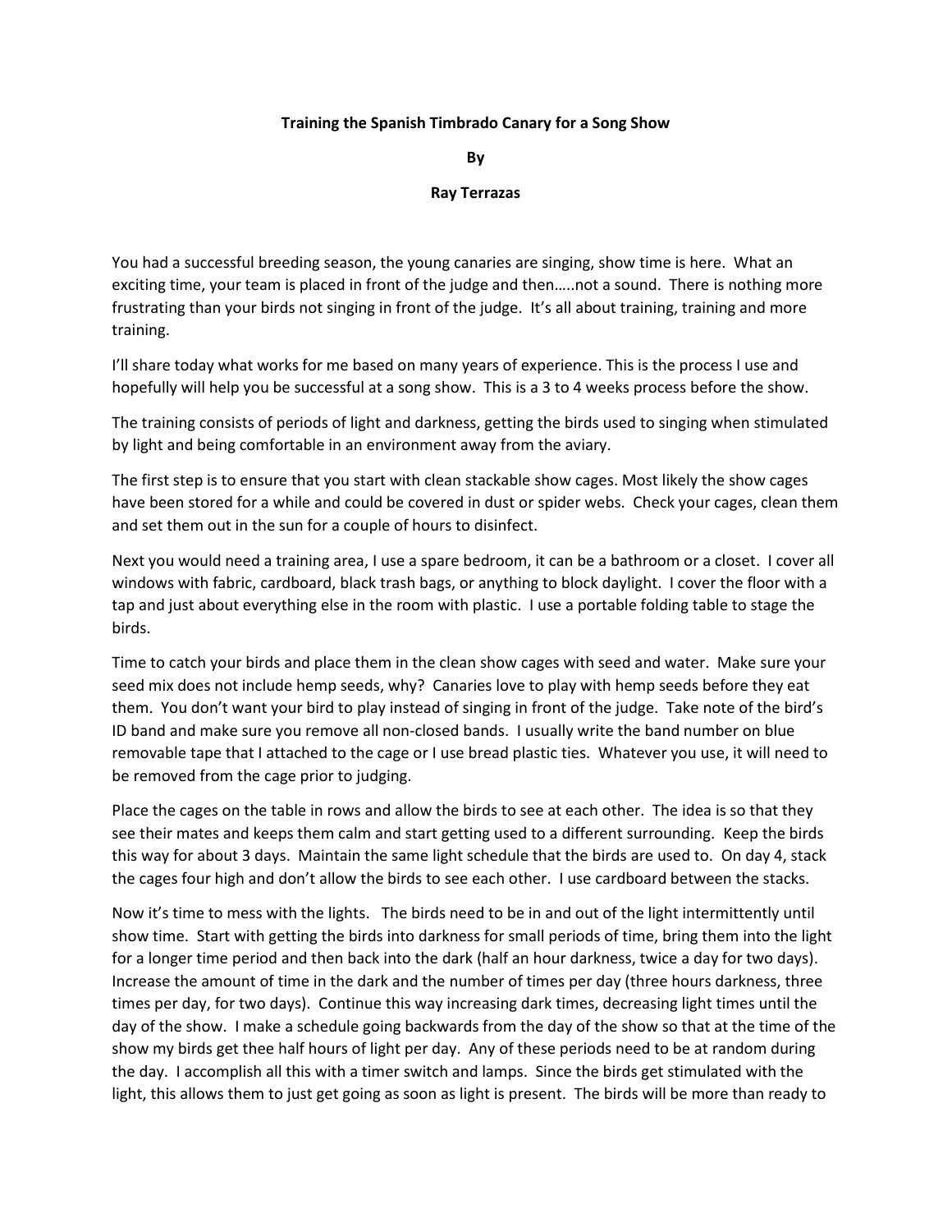**Training the Spanish Timbrado Canary for a Song Show**

**By**

**Ray Terrazas**

You had a successful breeding season, the young canaries are singing, show time is here. What an exciting time, your team is placed in front of the judge and then…..not a sound. There is nothing more frustrating than your birds not singing in front of the judge. It's all about training, training and more training.

I'll share today what works for me based on many years of experience. This is the process I use and hopefully will help you be successful at a song show. This is a 3 to 4 weeks process before the show.

The training consists of periods of light and darkness, getting the birds used to singing when stimulated by light and being comfortable in an environment away from the aviary.

The first step is to ensure that you start with clean stackable show cages. Most likely the show cages have been stored for a while and could be covered in dust or spider webs. Check your cages, clean them and set them out in the sun for a couple of hours to disinfect.

Next you would need a training area, I use a spare bedroom, it can be a bathroom or a closet. I cover all windows with fabric, cardboard, black trash bags, or anything to block daylight. I cover the floor with a tap and just about everything else in the room with plastic. I use a portable folding table to stage the birds.

Time to catch your birds and place them in the clean show cages with seed and water. Make sure your seed mix does not include hemp seeds, why? Canaries love to play with hemp seeds before they eat them. You don't want your bird to play instead of singing in front of the judge. Take note of the bird's ID band and make sure you remove all non-closed bands. I usually write the band number on blue removable tape that I attached to the cage or I use bread plastic ties. Whatever you use, it will need to be removed from the cage prior to judging.

Place the cages on the table in rows and allow the birds to see at each other. The idea is so that they see their mates and keeps them calm and start getting used to a different surrounding. Keep the birds this way for about 3 days. Maintain the same light schedule that the birds are used to. On day 4, stack the cages four high and don't allow the birds to see each other. I use cardboard between the stacks.

Now it's time to mess with the lights. The birds need to be in and out of the light intermittently until show time. Start with getting the birds into darkness for small periods of time, bring them into the light for a longer time period and then back into the dark (half an hour darkness, twice a day for two days). Increase the amount of time in the dark and the number of times per day (three hours darkness, three times per day, for two days). Continue this way increasing dark times, decreasing light times until the day of the show. I make a schedule going backwards from the day of the show so that at the time of the show my birds get thee half hours of light per day. Any of these periods need to be at random during the day. I accomplish all this with a timer switch and lamps. Since the birds get stimulated with the light, this allows them to just get going as soon as light is present. The birds will be more than ready to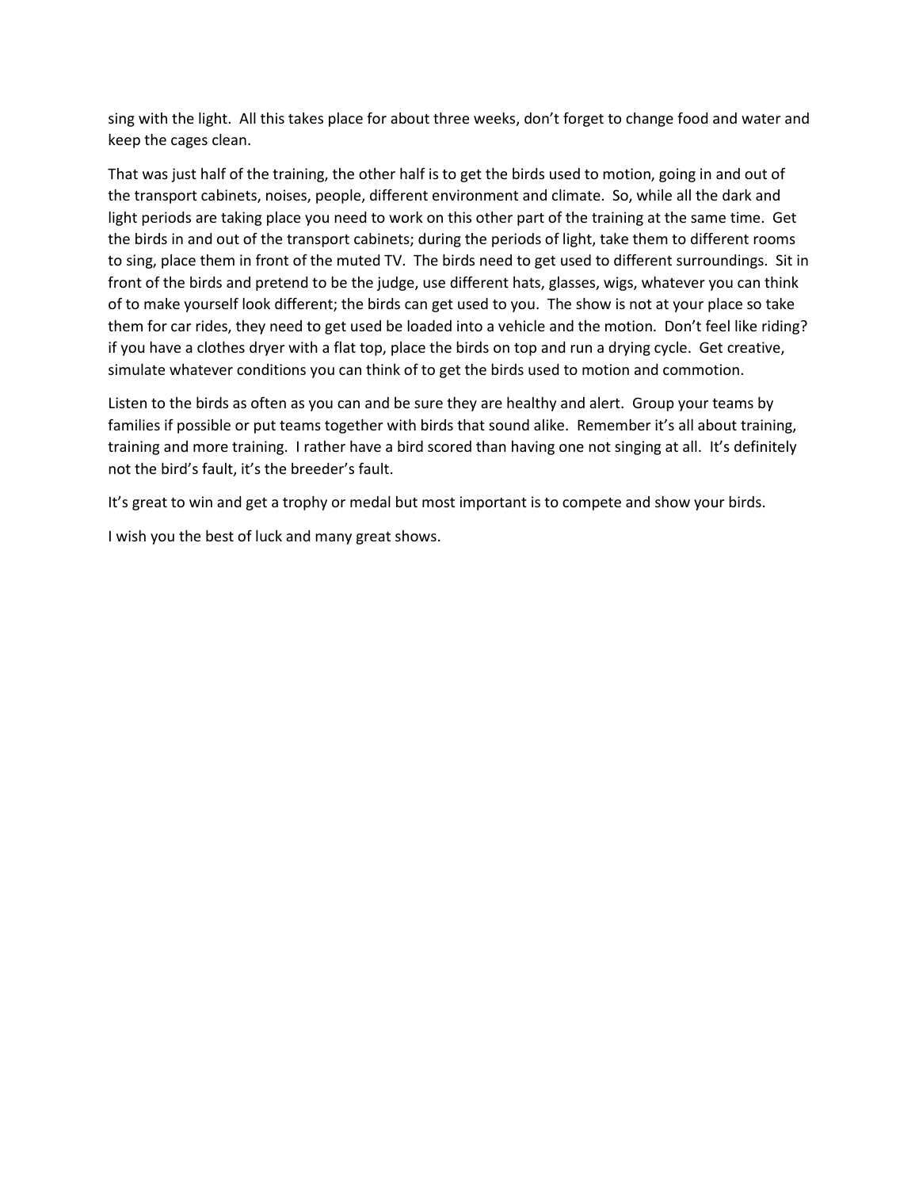sing with the light.  All this takes place for about three weeks, don't forget to change food and water and keep the cages clean.

That was just half of the training, the other half is to get the birds used to motion, going in and out of the transport cabinets, noises, people, different environment and climate.  So, while all the dark and light periods are taking place you need to work on this other part of the training at the same time.  Get the birds in and out of the transport cabinets; during the periods of light, take them to different rooms to sing, place them in front of the muted TV.  The birds need to get used to different surroundings.  Sit in front of the birds and pretend to be the judge, use different hats, glasses, wigs, whatever you can think of to make yourself look different; the birds can get used to you.  The show is not at your place so take them for car rides, they need to get used be loaded into a vehicle and the motion.  Don't feel like riding? if you have a clothes dryer with a flat top, place the birds on top and run a drying cycle.  Get creative, simulate whatever conditions you can think of to get the birds used to motion and commotion.

Listen to the birds as often as you can and be sure they are healthy and alert.  Group your teams by families if possible or put teams together with birds that sound alike.  Remember it's all about training, training and more training.  I rather have a bird scored than having one not singing at all.  It's definitely not the bird's fault, it's the breeder's fault.

It's great to win and get a trophy or medal but most important is to compete and show your birds.

I wish you the best of luck and many great shows.